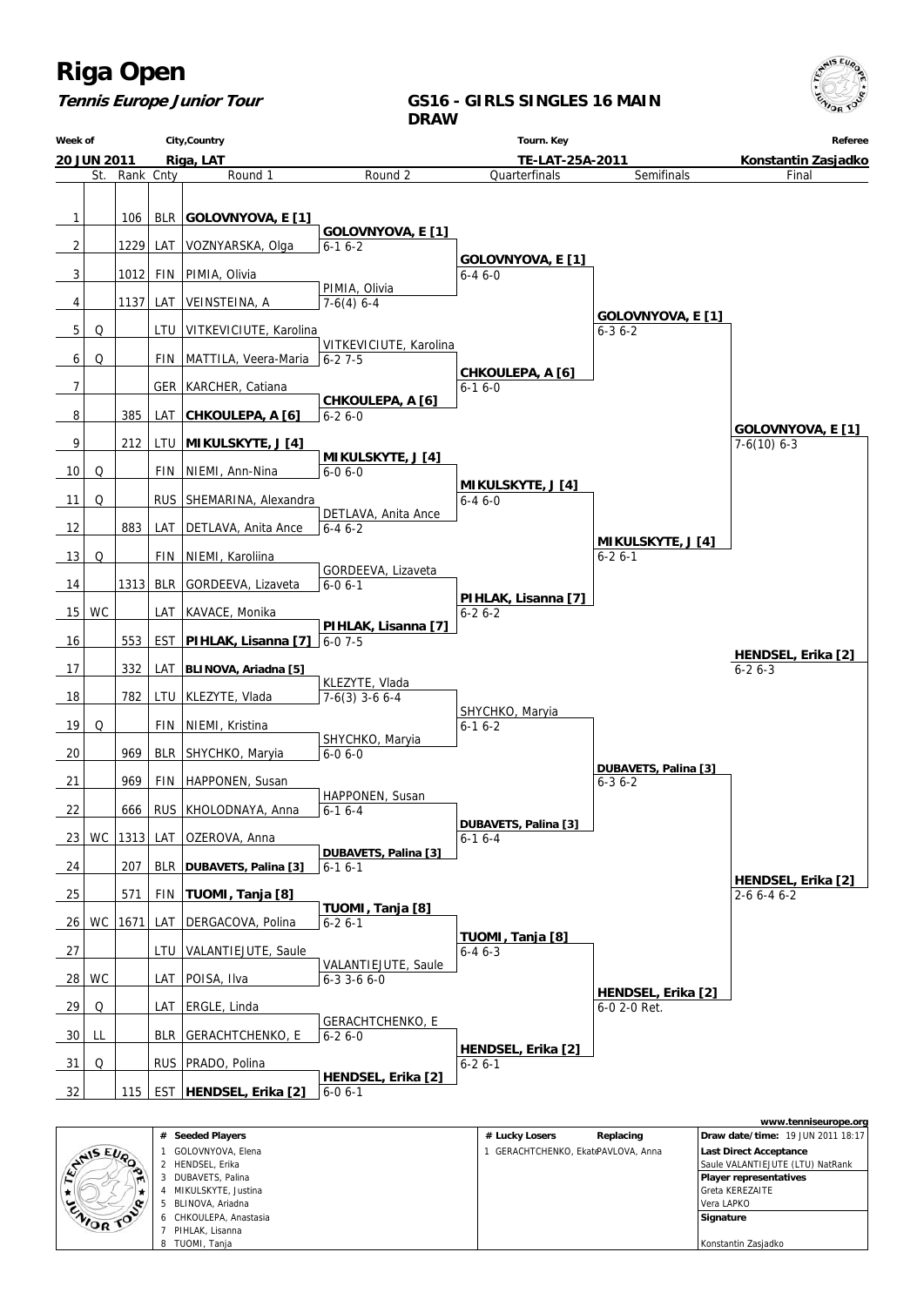# Riga Open

**Tennis Europe Junior Tour**

## GS16 - GIRLS SINGLES 16 MAIN DRAW

| Week of | City,Country | Tourn. Key | Referee |
|---|---|---|---|
| 20 JUN 2011 | Riga, LAT | TE-LAT-25A-2011 | Konstantin Zasjadko |

| # | St. | Rank | Cnty | Round 1 | Round 2 | Quarterfinals | Semifinals | Final |
|---|---|---|---|---|---|---|---|---|
| 1 | | 106 | BLR | **GOLOVNYOVA, E [1]** | | | | |
| 2 | | 1229 | LAT | VOZNYARSKA, Olga | **GOLOVNYOVA, E [1]** 6-1 6-2 | | | |
| 3 | | 1012 | FIN | PIMIA, Olivia | | **GOLOVNYOVA, E [1]** 6-4 6-0 | | |
| 4 | | 1137 | LAT | VEINSTEINA, A | PIMIA, Olivia 7-6(4) 6-4 | | | |
| 5 | Q | | LTU | VITKEVICIUTE, Karolina | | | **GOLOVNYOVA, E [1]** 6-3 6-2 | |
| 6 | Q | | FIN | MATTILA, Veera-Maria | VITKEVICIUTE, Karolina 6-2 7-5 | | | |
| 7 | | | GER | KARCHER, Catiana | | **CHKOULEPA, A [6]** 6-1 6-0 | | |
| 8 | | 385 | LAT | **CHKOULEPA, A [6]** | **CHKOULEPA, A [6]** 6-2 6-0 | | | |
| 9 | | 212 | LTU | **MIKULSKYTE, J [4]** | | | | **GOLOVNYOVA, E [1]** 7-6(10) 6-3 |
| 10 | Q | | FIN | NIEMI, Ann-Nina | **MIKULSKYTE, J [4]** 6-0 6-0 | | | |
| 11 | Q | | RUS | SHEMARINA, Alexandra | | **MIKULSKYTE, J [4]** 6-4 6-0 | | |
| 12 | | 883 | LAT | DETLAVA, Anita Ance | DETLAVA, Anita Ance 6-4 6-2 | | | |
| 13 | Q | | FIN | NIEMI, Karoliina | | | **MIKULSKYTE, J [4]** 6-2 6-1 | |
| 14 | | 1313 | BLR | GORDEEVA, Lizaveta | GORDEEVA, Lizaveta 6-0 6-1 | | | |
| 15 | WC | | LAT | KAVACE, Monika | | **PIHLAK, Lisanna [7]** 6-2 6-2 | | |
| 16 | | 553 | EST | **PIHLAK, Lisanna [7]** | **PIHLAK, Lisanna [7]** 6-0 7-5 | | | |
| 17 | | 332 | LAT | **BLINOVA, Ariadna [5]** | | | | **HENDSEL, Erika [2]** 6-2 6-3 |
| 18 | | 782 | LTU | KLEZYTE, Vlada | KLEZYTE, Vlada 7-6(3) 3-6 6-4 | | | |
| 19 | Q | | FIN | NIEMI, Kristina | | SHYCHKO, Maryia 6-1 6-2 | | |
| 20 | | 969 | BLR | SHYCHKO, Maryia | SHYCHKO, Maryia 6-0 6-0 | | | |
| 21 | | 969 | FIN | HAPPONEN, Susan | | | **DUBAVETS, Palina [3]** 6-3 6-2 | |
| 22 | | 666 | RUS | KHOLODNAYA, Anna | HAPPONEN, Susan 6-1 6-4 | | | |
| 23 | WC | 1313 | LAT | OZEROVA, Anna | | **DUBAVETS, Palina [3]** 6-1 6-4 | | |
| 24 | | 207 | BLR | **DUBAVETS, Palina [3]** | **DUBAVETS, Palina [3]** 6-1 6-1 | | | |
| 25 | | 571 | FIN | **TUOMI, Tanja [8]** | | | | **HENDSEL, Erika [2]** 2-6 6-4 6-2 |
| 26 | WC | 1671 | LAT | DERGACOVA, Polina | **TUOMI, Tanja [8]** 6-2 6-1 | | | |
| 27 | | | LTU | VALANTIEJUTE, Saule | | **TUOMI, Tanja [8]** 6-4 6-3 | | |
| 28 | WC | | LAT | POISA, Ilva | VALANTIEJUTE, Saule 6-3 3-6 6-0 | | | |
| 29 | Q | | LAT | ERGLE, Linda | | | **HENDSEL, Erika [2]** 6-0 2-0 Ret. | |
| 30 | LL | | BLR | GERACHTCHENKO, E | GERACHTCHENKO, E 6-2 6-0 | | | |
| 31 | Q | | RUS | PRADO, Polina | | **HENDSEL, Erika [2]** 6-2 6-1 | | |
| 32 | | 115 | EST | **HENDSEL, Erika [2]** | **HENDSEL, Erika [2]** 6-0 6-1 | | | |

www.tenniseurope.org

| # | Seeded Players | # | Lucky Losers | Replacing | |
|---|---|---|---|---|---|
| 1 | GOLOVNYOVA, Elena | 1 | GERACHTCHENKO, Ekat | PAVLOVA, Anna | **Draw date/time:** 19 JUN 2011 18:17 |
| 2 | HENDSEL, Erika | | | | **Last Direct Acceptance** |
| 3 | DUBAVETS, Palina | | | | Saule VALANTIEJUTE (LTU) NatRank |
| 4 | MIKULSKYTE, Justina | | | | **Player representatives** |
| 5 | BLINOVA, Ariadna | | | | Greta KEREZAITE |
| 6 | CHKOULEPA, Anastasia | | | | Vera LAPKO |
| 7 | PIHLAK, Lisanna | | | | **Signature** |
| 8 | TUOMI, Tanja | | | | Konstantin Zasjadko |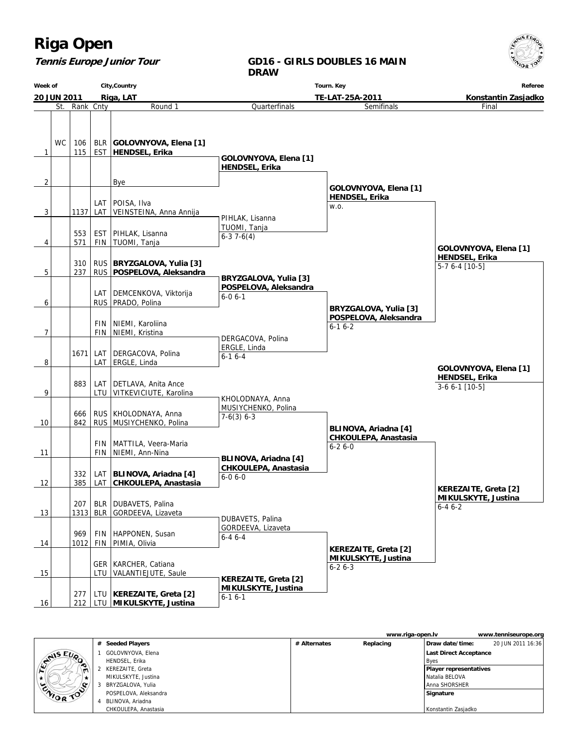# Riga Open

**Tennis Europe Junior Tour**

## GD16 - GIRLS DOUBLES 16 MAIN DRAW

| Week of | City,Country | Tourn. Key | Referee |
|---|---|---|---|
| 20 JUN 2011 | Riga, LAT | TE-LAT-25A-2011 | Konstantin Zasjadko |

| # | St. | Rank | Cnty | Round 1 | Quarterfinals | Semifinals | Final |
|---|---|---|---|---|---|---|---|
| 1 | WC | 106 / 115 | BLR / EST | **GOLOVNYOVA, Elena [1]** / **HENDSEL, Erika** | **GOLOVNYOVA, Elena [1]** / **HENDSEL, Erika** | **GOLOVNYOVA, Elena [1]** / **HENDSEL, Erika** w.o. | **GOLOVNYOVA, Elena [1]** / **HENDSEL, Erika** 5-7 6-4 [10-5] |
| 2 | | | | Bye | | | |
| 3 | | 1137 | LAT / LAT | POISA, Ilva / VEINSTEINA, Anna Annija | PIHLAK, Lisanna / TUOMI, Tanja 6-3 7-6(4) | | |
| 4 | | 553 / 571 | EST / FIN | PIHLAK, Lisanna / TUOMI, Tanja | | | |
| 5 | | 310 / 237 | RUS / RUS | **BRYZGALOVA, Yulia [3]** / **POSPELOVA, Aleksandra** | **BRYZGALOVA, Yulia [3]** / **POSPELOVA, Aleksandra** 6-0 6-1 | **BRYZGALOVA, Yulia [3]** / **POSPELOVA, Aleksandra** 6-1 6-2 | |
| 6 | | | LAT / RUS | DEMCENKOVA, Viktorija / PRADO, Polina | | | |
| 7 | | | FIN / FIN | NIEMI, Karoliina / NIEMI, Kristina | DERGACOVA, Polina / ERGLE, Linda 6-1 6-4 | | |
| 8 | | 1671 | LAT / LAT | DERGACOVA, Polina / ERGLE, Linda | | | |
| 9 | | 883 | LAT / LTU | DETLAVA, Anita Ance / VITKEVICIUTE, Karolina | KHOLODNAYA, Anna / MUSIYCHENKO, Polina 7-6(3) 6-3 | **BLINOVA, Ariadna [4]** / **CHKOULEPA, Anastasia** 6-2 6-0 | **KEREZAITE, Greta [2]** / **MIKULSKYTE, Justina** 6-4 6-2 |
| 10 | | 666 / 842 | RUS / RUS | KHOLODNAYA, Anna / MUSIYCHENKO, Polina | | | |
| 11 | | | FIN / FIN | MATTILA, Veera-Maria / NIEMI, Ann-Nina | **BLINOVA, Ariadna [4]** / **CHKOULEPA, Anastasia** 6-0 6-0 | | |
| 12 | | 332 / 385 | LAT / LAT | **BLINOVA, Ariadna [4]** / **CHKOULEPA, Anastasia** | | | |
| 13 | | 207 / 1313 | BLR / BLR | DUBAVETS, Palina / GORDEEVA, Lizaveta | DUBAVETS, Palina / GORDEEVA, Lizaveta 6-4 6-4 | **KEREZAITE, Greta [2]** / **MIKULSKYTE, Justina** 6-2 6-3 | |
| 14 | | 969 / 1012 | FIN / FIN | HAPPONEN, Susan / PIMIA, Olivia | | | |
| 15 | | | GER / LTU | KARCHER, Catiana / VALANTIEJUTE, Saule | **KEREZAITE, Greta [2]** / **MIKULSKYTE, Justina** 6-1 6-1 | | |
| 16 | | 277 / 212 | LTU / LTU | **KEREZAITE, Greta [2]** / **MIKULSKYTE, Justina** | | | |

**Winner: GOLOVNYOVA, Elena [1] / HENDSEL, Erika** 3-6 6-1 [10-5]

www.riga-open.lv www.tenniseurope.org

| # | Seeded Players | # Alternates | Replacing | |
|---|---|---|---|---|
| 1 | GOLOVNYOVA, Elena / HENDSEL, Erika | | | Draw date/time: 20 JUN 2011 16:36 |
| 2 | KEREZAITE, Greta / MIKULSKYTE, Justina | | | Last Direct Acceptance: Byes |
| 3 | BRYZGALOVA, Yulia / POSPELOVA, Aleksandra | | | Player representatives: Natalia BELOVA, Anna SHORSHER |
| 4 | BLINOVA, Ariadna / CHKOULEPA, Anastasia | | | Signature: Konstantin Zasjadko |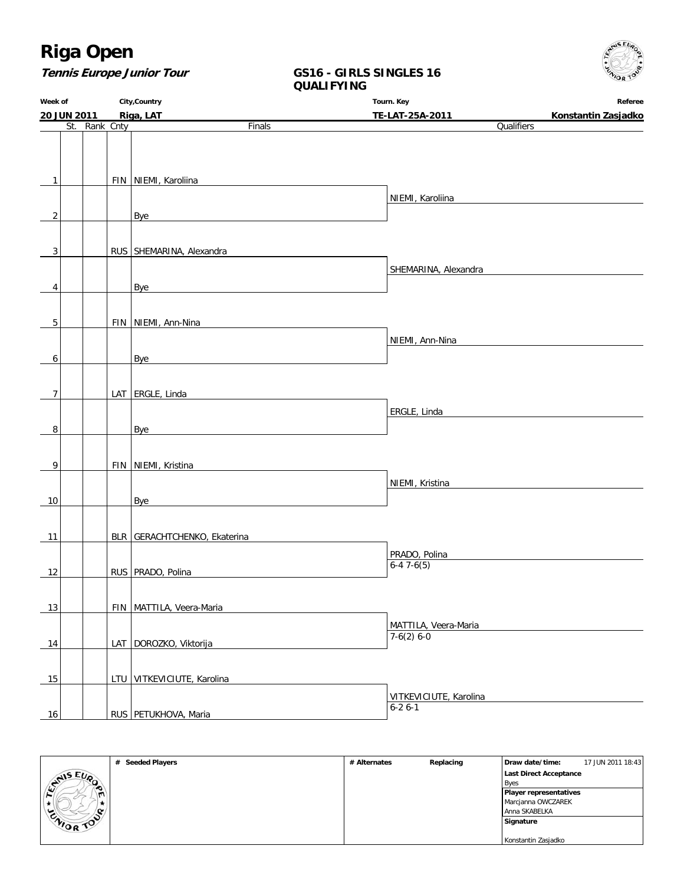# Riga Open

***Tennis Europe Junior Tour***

**GS16 - GIRLS SINGLES 16**
**QUALIFYING**

| Week of | City,Country | Tourn. Key | Referee |
|---|---|---|---|
| **20 JUN 2011** | **Riga, LAT** | **TE-LAT-25A-2011** | **Konstantin Zasjadko** |

| # | St. | Rank | Cnty | Finals | Qualifiers |
|---|---|---|---|---|---|
| 1 | | | FIN | NIEMI, Karoliina | |
| | | | | | NIEMI, Karoliina |
| 2 | | | | Bye | |
| 3 | | | RUS | SHEMARINA, Alexandra | |
| | | | | | SHEMARINA, Alexandra |
| 4 | | | | Bye | |
| 5 | | | FIN | NIEMI, Ann-Nina | |
| | | | | | NIEMI, Ann-Nina |
| 6 | | | | Bye | |
| 7 | | | LAT | ERGLE, Linda | |
| | | | | | ERGLE, Linda |
| 8 | | | | Bye | |
| 9 | | | FIN | NIEMI, Kristina | |
| | | | | | NIEMI, Kristina |
| 10 | | | | Bye | |
| 11 | | | BLR | GERACHTCHENKO, Ekaterina | |
| | | | | | PRADO, Polina 6-4 7-6(5) |
| 12 | | | RUS | PRADO, Polina | |
| 13 | | | FIN | MATTILA, Veera-Maria | |
| | | | | | MATTILA, Veera-Maria 7-6(2) 6-0 |
| 14 | | | LAT | DOROZKO, Viktorija | |
| 15 | | | LTU | VITKEVICIUTE, Karolina | |
| | | | | | VITKEVICIUTE, Karolina 6-2 6-1 |
| 16 | | | RUS | PETUKHOVA, Maria | |

| # Seeded Players | # Alternates | Replacing | Draw date/time: 17 JUN 2011 18:43 |
|---|---|---|---|
| | | | **Last Direct Acceptance** Byes |
| | | | **Player representatives** Marcjanna OWCZAREK, Anna SKABELKA |
| | | | **Signature** Konstantin Zasjadko |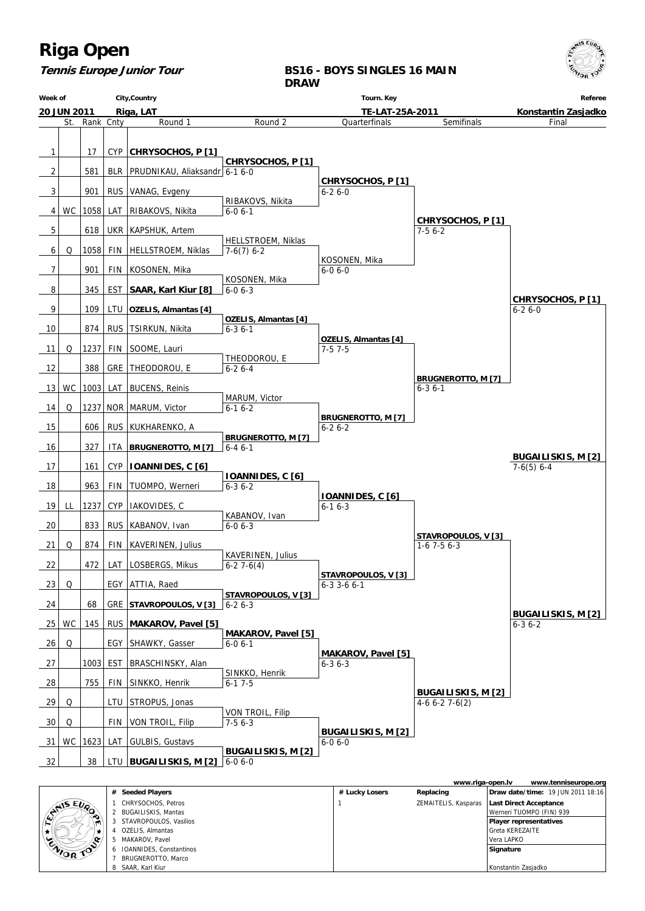# Riga Open

**Tennis Europe Junior Tour**

**BS16 - BOYS SINGLES 16 MAIN DRAW**

| Week of | City,Country | Tourn. Key | Referee |
|---|---|---|---|
| 20 JUN 2011 | Riga, LAT | TE-LAT-25A-2011 | Konstantin Zasjadko |

| # | St. | Rank | Cnty | Round 1 | Round 2 | Quarterfinals | Semifinals | Final |
|---|---|---|---|---|---|---|---|---|
| 1 | | 17 | CYP | **CHRYSOCHOS, P [1]** | | | | |
| | | | | | **CHRYSOCHOS, P [1]** | | | |
| 2 | | 581 | BLR | PRUDNIKAU, Aliaksandr | 6-1 6-0 | | | |
| | | | | | | **CHRYSOCHOS, P [1]** | | |
| 3 | | 901 | RUS | VANAG, Evgeny | | 6-2 6-0 | | |
| | | | | | RIBAKOVS, Nikita | | | |
| 4 | WC | 1058 | LAT | RIBAKOVS, Nikita | 6-0 6-1 | | | |
| | | | | | | | **CHRYSOCHOS, P [1]** | |
| 5 | | 618 | UKR | KAPSHUK, Artem | | | 7-5 6-2 | |
| | | | | | HELLSTROEM, Niklas | | | |
| 6 | Q | 1058 | FIN | HELLSTROEM, Niklas | 7-6(7) 6-2 | | | |
| | | | | | | KOSONEN, Mika | | |
| 7 | | 901 | FIN | KOSONEN, Mika | | 6-0 6-0 | | |
| | | | | | KOSONEN, Mika | | | |
| 8 | | 345 | EST | **SAAR, Karl Kiur [8]** | 6-0 6-3 | | | |
| | | | | | | | | **CHRYSOCHOS, P [1]** |
| 9 | | 109 | LTU | **OZELIS, Almantas [4]** | | | | 6-2 6-0 |
| | | | | | **OZELIS, Almantas [4]** | | | |
| 10 | | 874 | RUS | TSIRKUN, Nikita | 6-3 6-1 | | | |
| | | | | | | **OZELIS, Almantas [4]** | | |
| 11 | Q | 1237 | FIN | SOOME, Lauri | | 7-5 7-5 | | |
| | | | | | THEODOROU, E | | | |
| 12 | | 388 | GRE | THEODOROU, E | 6-2 6-4 | | | |
| | | | | | | | **BRUGNEROTTO, M [7]** | |
| 13 | WC | 1003 | LAT | BUCENS, Reinis | | | 6-3 6-1 | |
| | | | | | MARUM, Victor | | | |
| 14 | Q | 1237 | NOR | MARUM, Victor | 6-1 6-2 | | | |
| | | | | | | **BRUGNEROTTO, M [7]** | | |
| 15 | | 606 | RUS | KUKHARENKO, A | | 6-2 6-2 | | |
| | | | | | **BRUGNEROTTO, M [7]** | | | |
| 16 | | 327 | ITA | **BRUGNEROTTO, M [7]** | 6-4 6-1 | | | |
| | | | | | | | | **BUGAILISKIS, M [2]** |
| 17 | | 161 | CYP | **IOANNIDES, C [6]** | | | | 7-6(5) 6-4 |
| | | | | | **IOANNIDES, C [6]** | | | |
| 18 | | 963 | FIN | TUOMPO, Werneri | 6-3 6-2 | | | |
| | | | | | | **IOANNIDES, C [6]** | | |
| 19 | LL | 1237 | CYP | IAKOVIDES, C | | 6-1 6-3 | | |
| | | | | | KABANOV, Ivan | | | |
| 20 | | 833 | RUS | KABANOV, Ivan | 6-0 6-3 | | | |
| | | | | | | | **STAVROPOULOS, V [3]** | |
| 21 | Q | 874 | FIN | KAVERINEN, Julius | | | 1-6 7-5 6-3 | |
| | | | | | KAVERINEN, Julius | | | |
| 22 | | 472 | LAT | LOSBERGS, Mikus | 6-2 7-6(4) | | | |
| | | | | | | **STAVROPOULOS, V [3]** | | |
| 23 | Q | | EGY | ATTIA, Raed | | 6-3 3-6 6-1 | | |
| | | | | | **STAVROPOULOS, V [3]** | | | |
| 24 | | 68 | GRE | **STAVROPOULOS, V [3]** | 6-2 6-3 | | | |
| | | | | | | | | **BUGAILISKIS, M [2]** |
| 25 | WC | 145 | RUS | **MAKAROV, Pavel [5]** | | | | 6-3 6-2 |
| | | | | | **MAKAROV, Pavel [5]** | | | |
| 26 | Q | | EGY | SHAWKY, Gasser | 6-0 6-1 | | | |
| | | | | | | **MAKAROV, Pavel [5]** | | |
| 27 | | 1003 | EST | BRASCHINSKY, Alan | | 6-3 6-3 | | |
| | | | | | SINKKO, Henrik | | | |
| 28 | | 755 | FIN | SINKKO, Henrik | 6-1 7-5 | | | |
| | | | | | | | **BUGAILISKIS, M [2]** | |
| 29 | Q | | LTU | STROPUS, Jonas | | | 4-6 6-2 7-6(2) | |
| | | | | | VON TROIL, Filip | | | |
| 30 | Q | | FIN | VON TROIL, Filip | 7-5 6-3 | | | |
| | | | | | | **BUGAILISKIS, M [2]** | | |
| 31 | WC | 1623 | LAT | GULBIS, Gustavs | | 6-0 6-0 | | |
| | | | | | **BUGAILISKIS, M [2]** | | | |
| 32 | | 38 | LTU | **BUGAILISKIS, M [2]** | 6-0 6-0 | | | |

www.riga-open.lv www.tenniseurope.org

| # | Seeded Players | # | Lucky Losers | Replacing | |
|---|---|---|---|---|---|
| 1 | CHRYSOCHOS, Petros | 1 | | ZEMAITELIS, Kasparas | **Draw date/time:** 19 JUN 2011 18:16 |
| 2 | BUGAILISKIS, Mantas | | | | **Last Direct Acceptance** Werneri TUOMPO (FIN) 939 |
| 3 | STAVROPOULOS, Vasilios | | | | **Player representatives** |
| 4 | OZELIS, Almantas | | | | Greta KEREZAITE |
| 5 | MAKAROV, Pavel | | | | Vera LAPKO |
| 6 | IOANNIDES, Constantinos | | | | **Signature** |
| 7 | BRUGNEROTTO, Marco | | | | |
| 8 | SAAR, Karl Kiur | | | | Konstantin Zasjadko |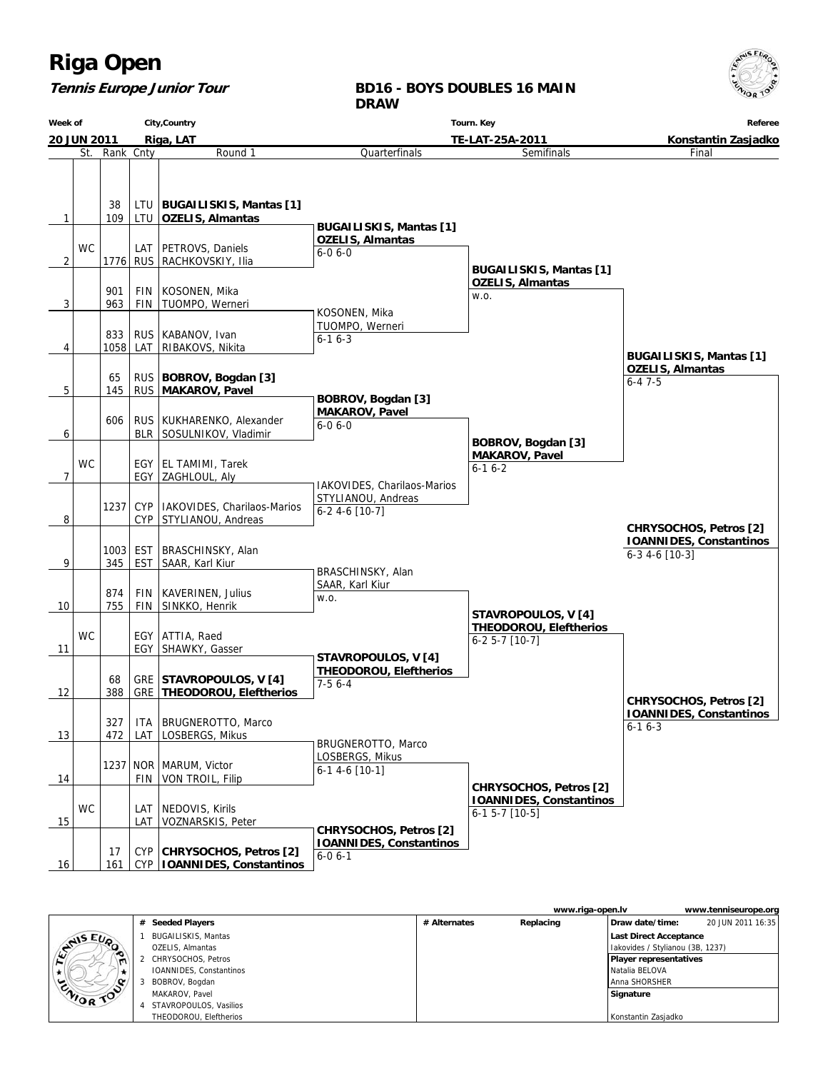# Riga Open

**Tennis Europe Junior Tour**

**BD16 - BOYS DOUBLES 16 MAIN DRAW**

| Week of | City,Country | Tourn. Key | Referee |
|---|---|---|---|
| 20 JUN 2011 | Riga, LAT | TE-LAT-25A-2011 | Konstantin Zasjadko |

## Round 1

| # | St. | Rank | Cnty | Round 1 |
|---|---|---|---|---|
| 1 | | 38 | LTU | **BUGAILISKIS, Mantas [1]** |
| | | 109 | LTU | **OZELIS, Almantas** |
| 2 | WC | | LAT | PETROVS, Daniels |
| | | 1776 | RUS | RACHKOVSKIY, Ilia |
| 3 | | 901 | FIN | KOSONEN, Mika |
| | | 963 | FIN | TUOMPO, Werneri |
| 4 | | 833 | RUS | KABANOV, Ivan |
| | | 1058 | LAT | RIBAKOVS, Nikita |
| 5 | | 65 | RUS | **BOBROV, Bogdan [3]** |
| | | 145 | RUS | **MAKAROV, Pavel** |
| 6 | | 606 | RUS | KUKHARENKO, Alexander |
| | | | BLR | SOSULNIKOV, Vladimir |
| 7 | WC | | EGY | EL TAMIMI, Tarek |
| | | | EGY | ZAGHLOUL, Aly |
| 8 | | 1237 | CYP | IAKOVIDES, Charilaos-Marios |
| | | | CYP | STYLIANOU, Andreas |
| 9 | | 1003 | EST | BRASCHINSKY, Alan |
| | | 345 | EST | SAAR, Karl Kiur |
| 10 | | 874 | FIN | KAVERINEN, Julius |
| | | 755 | FIN | SINKKO, Henrik |
| 11 | WC | | EGY | ATTIA, Raed |
| | | | EGY | SHAWKY, Gasser |
| 12 | | 68 | GRE | **STAVROPOULOS, V [4]** |
| | | 388 | GRE | **THEODOROU, Eleftherios** |
| 13 | | 327 | ITA | BRUGNEROTTO, Marco |
| | | 472 | LAT | LOSBERGS, Mikus |
| 14 | | 1237 | NOR | MARUM, Victor |
| | | | FIN | VON TROIL, Filip |
| 15 | WC | | LAT | NEDOVIS, Kirils |
| | | | LAT | VOZNARSKIS, Peter |
| 16 | | 17 | CYP | **CHRYSOCHOS, Petros [2]** |
| | | 161 | CYP | **IOANNIDES, Constantinos** |

## Quarterfinals

- **BUGAILISKIS, Mantas [1] / OZELIS, Almantas** — 6-0 6-0
- KOSONEN, Mika / TUOMPO, Werneri — 6-1 6-3
- **BOBROV, Bogdan [3] / MAKAROV, Pavel** — 6-0 6-0
- IAKOVIDES, Charilaos-Marios / STYLIANOU, Andreas — 6-2 4-6 [10-7]
- BRASCHINSKY, Alan / SAAR, Karl Kiur — w.o.
- **STAVROPOULOS, V [4] / THEODOROU, Eleftherios** — 7-5 6-4
- BRUGNEROTTO, Marco / LOSBERGS, Mikus — 6-1 4-6 [10-1]
- **CHRYSOCHOS, Petros [2] / IOANNIDES, Constantinos** — 6-0 6-1

## Semifinals

- **BUGAILISKIS, Mantas [1] / OZELIS, Almantas** — w.o.
- **BOBROV, Bogdan [3] / MAKAROV, Pavel** — 6-1 6-2
- **STAVROPOULOS, V [4] / THEODOROU, Eleftherios** — 6-2 5-7 [10-7]
- **CHRYSOCHOS, Petros [2] / IOANNIDES, Constantinos** — 6-1 5-7 [10-5]

## Final

- **BUGAILISKIS, Mantas [1] / OZELIS, Almantas** — 6-4 7-5
- **CHRYSOCHOS, Petros [2] / IOANNIDES, Constantinos** — 6-1 6-3

## Winners

**CHRYSOCHOS, Petros [2] / IOANNIDES, Constantinos** — 6-3 4-6 [10-3]

---

www.riga-open.lv www.tenniseurope.org

| # | Seeded Players | # Alternates | Replacing | |
|---|---|---|---|---|
| 1 | BUGAILISKIS, Mantas | | | Draw date/time: 20 JUN 2011 16:35 |
| | OZELIS, Almantas | | | **Last Direct Acceptance** |
| 2 | CHRYSOCHOS, Petros | | | Iakovides / Stylianou (3B, 1237) |
| | IOANNIDES, Constantinos | | | **Player representatives** |
| 3 | BOBROV, Bogdan | | | Natalia BELOVA |
| | MAKAROV, Pavel | | | Anna SHORSHER |
| 4 | STAVROPOULOS, Vasilios | | | **Signature** |
| | THEODOROU, Eleftherios | | | Konstantin Zasjadko |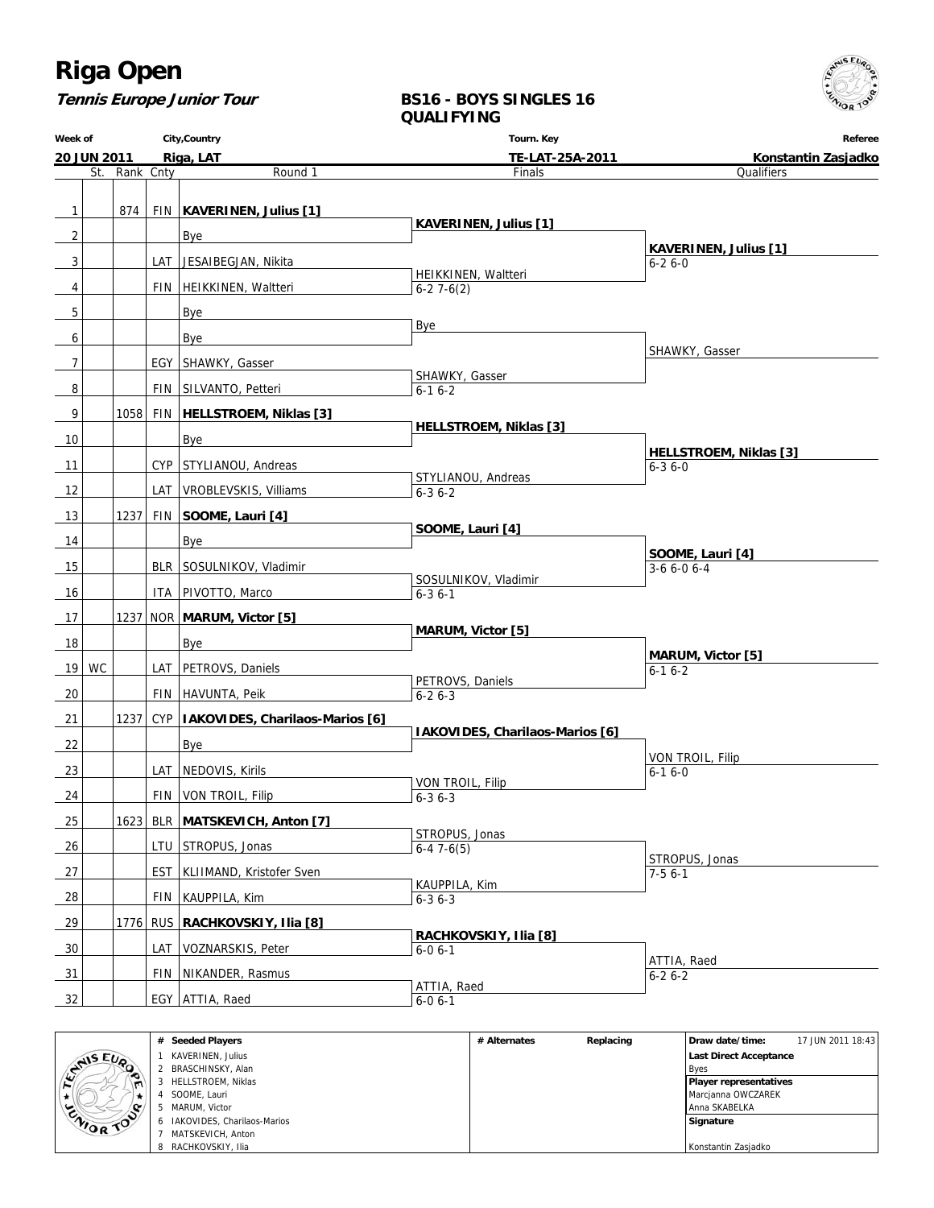# Riga Open

**Tennis Europe Junior Tour**

**BS16 - BOYS SINGLES 16 QUALIFYING**

| Week of | City,Country | Tourn. Key | Referee |
|---|---|---|---|
| 20 JUN 2011 | Riga, LAT | TE-LAT-25A-2011 | Konstantin Zasjadko |

| # | St. | Rank | Cnty | Round 1 | Finals | Qualifiers |
|---|---|---|---|---|---|---|
| 1 | | 874 | FIN | **KAVERINEN, Julius [1]** | **KAVERINEN, Julius [1]** | **KAVERINEN, Julius [1]** 6-2 6-0 |
| 2 | | | | Bye | | |
| 3 | | | LAT | JESAIBEGJAN, Nikita | HEIKKINEN, Waltteri 6-2 7-6(2) | |
| 4 | | | FIN | HEIKKINEN, Waltteri | | |
| 5 | | | | Bye | Bye | SHAWKY, Gasser |
| 6 | | | | Bye | | |
| 7 | | | EGY | SHAWKY, Gasser | SHAWKY, Gasser 6-1 6-2 | |
| 8 | | | FIN | SILVANTO, Petteri | | |
| 9 | | 1058 | FIN | **HELLSTROEM, Niklas [3]** | **HELLSTROEM, Niklas [3]** | **HELLSTROEM, Niklas [3]** 6-3 6-0 |
| 10 | | | | Bye | | |
| 11 | | | CYP | STYLIANOU, Andreas | STYLIANOU, Andreas 6-3 6-2 | |
| 12 | | | LAT | VROBLEVSKIS, Villiams | | |
| 13 | | 1237 | FIN | **SOOME, Lauri [4]** | **SOOME, Lauri [4]** | **SOOME, Lauri [4]** 3-6 6-0 6-4 |
| 14 | | | | Bye | | |
| 15 | | | BLR | SOSULNIKOV, Vladimir | SOSULNIKOV, Vladimir 6-3 6-1 | |
| 16 | | | ITA | PIVOTTO, Marco | | |
| 17 | | 1237 | NOR | **MARUM, Victor [5]** | **MARUM, Victor [5]** | **MARUM, Victor [5]** 6-1 6-2 |
| 18 | | | | Bye | | |
| 19 | WC | | LAT | PETROVS, Daniels | PETROVS, Daniels 6-2 6-3 | |
| 20 | | | FIN | HAVUNTA, Peik | | |
| 21 | | 1237 | CYP | **IAKOVIDES, Charilaos-Marios [6]** | **IAKOVIDES, Charilaos-Marios [6]** | VON TROIL, Filip 6-1 6-0 |
| 22 | | | | Bye | | |
| 23 | | | LAT | NEDOVIS, Kirils | VON TROIL, Filip 6-3 6-3 | |
| 24 | | | FIN | VON TROIL, Filip | | |
| 25 | | 1623 | BLR | **MATSKEVICH, Anton [7]** | STROPUS, Jonas 6-4 7-6(5) | STROPUS, Jonas 7-5 6-1 |
| 26 | | | LTU | STROPUS, Jonas | | |
| 27 | | | EST | KLIIMAND, Kristofer Sven | KAUPPILA, Kim 6-3 6-3 | |
| 28 | | | FIN | KAUPPILA, Kim | | |
| 29 | | 1776 | RUS | **RACHKOVSKIY, Ilia [8]** | **RACHKOVSKIY, Ilia [8]** 6-0 6-1 | ATTIA, Raed 6-2 6-2 |
| 30 | | | LAT | VOZNARSKIS, Peter | | |
| 31 | | | FIN | NIKANDER, Rasmus | ATTIA, Raed 6-0 6-1 | |
| 32 | | | EGY | ATTIA, Raed | | |

| # | Seeded Players | # Alternates | Replacing | Draw date/time: 17 JUN 2011 18:43 |
|---|---|---|---|---|
| 1 | KAVERINEN, Julius | | | **Last Direct Acceptance** |
| 2 | BRASCHINSKY, Alan | | | Byes |
| 3 | HELLSTROEM, Niklas | | | **Player representatives** |
| 4 | SOOME, Lauri | | | Marcjanna OWCZAREK |
| 5 | MARUM, Victor | | | Anna SKABELKA |
| 6 | IAKOVIDES, Charilaos-Marios | | | **Signature** |
| 7 | MATSKEVICH, Anton | | | |
| 8 | RACHKOVSKIY, Ilia | | | Konstantin Zasjadko |